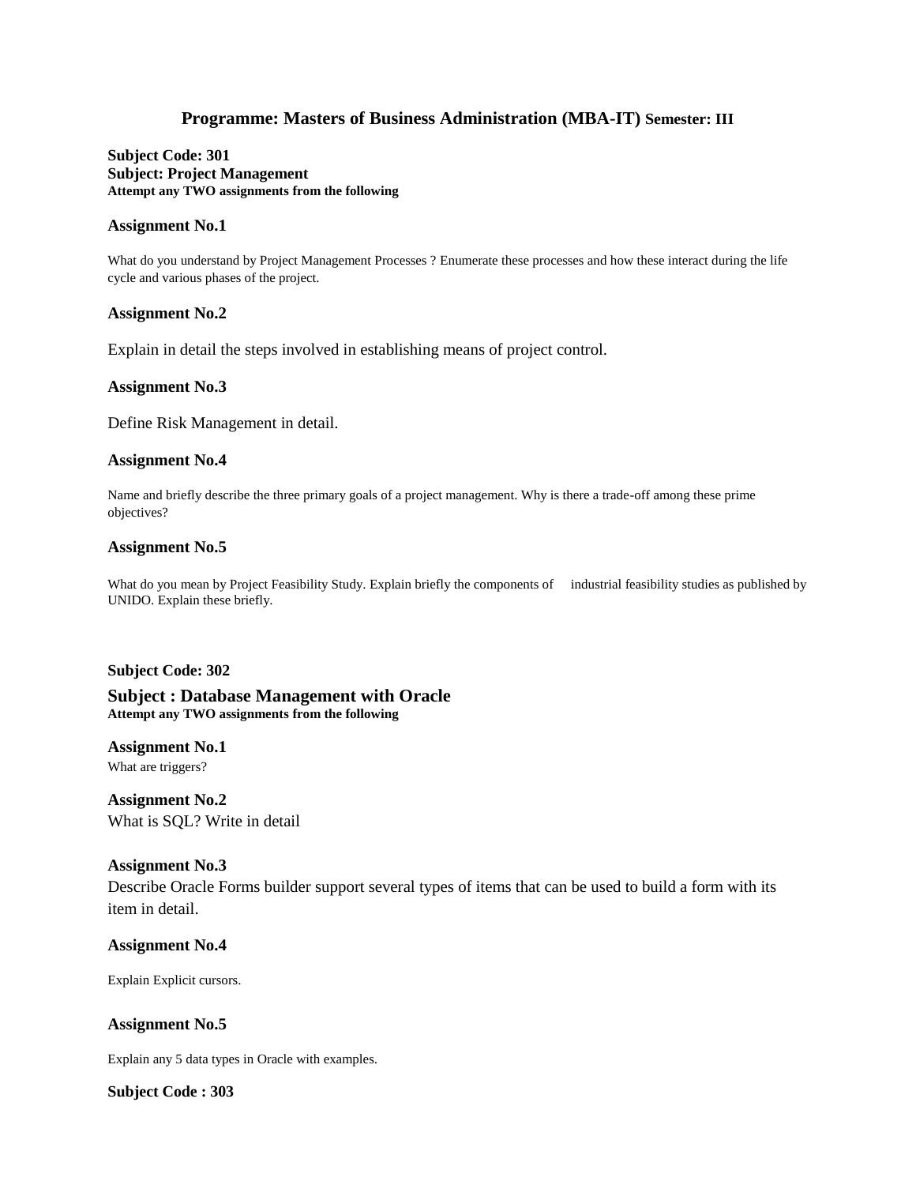# Programme: Masters of Business Administration (MBA-IT) Semester: III

**Subject Code: 301**
**Subject: Project Management**
**Attempt any TWO assignments from the following**

### Assignment No.1

What do you understand by Project Management Processes ? Enumerate these processes and how these interact during the life cycle and various phases of the project.

### Assignment No.2

Explain in detail the steps involved in establishing means of project control.

### Assignment No.3

Define Risk Management in detail.

### Assignment No.4

Name and briefly describe the three primary goals of a project management. Why is there a trade-off among these prime objectives?

### Assignment No.5

What do you mean by Project Feasibility Study. Explain briefly the components of industrial feasibility studies as published by UNIDO. Explain these briefly.

**Subject Code: 302**

## Subject : Database Management with Oracle

**Attempt any TWO assignments from the following**

### Assignment No.1

What are triggers?

### Assignment No.2

What is SQL? Write in detail

### Assignment No.3

Describe Oracle Forms builder support several types of items that can be used to build a form with its item in detail.

### Assignment No.4

Explain Explicit cursors.

### Assignment No.5

Explain any 5 data types in Oracle with examples.

**Subject Code : 303**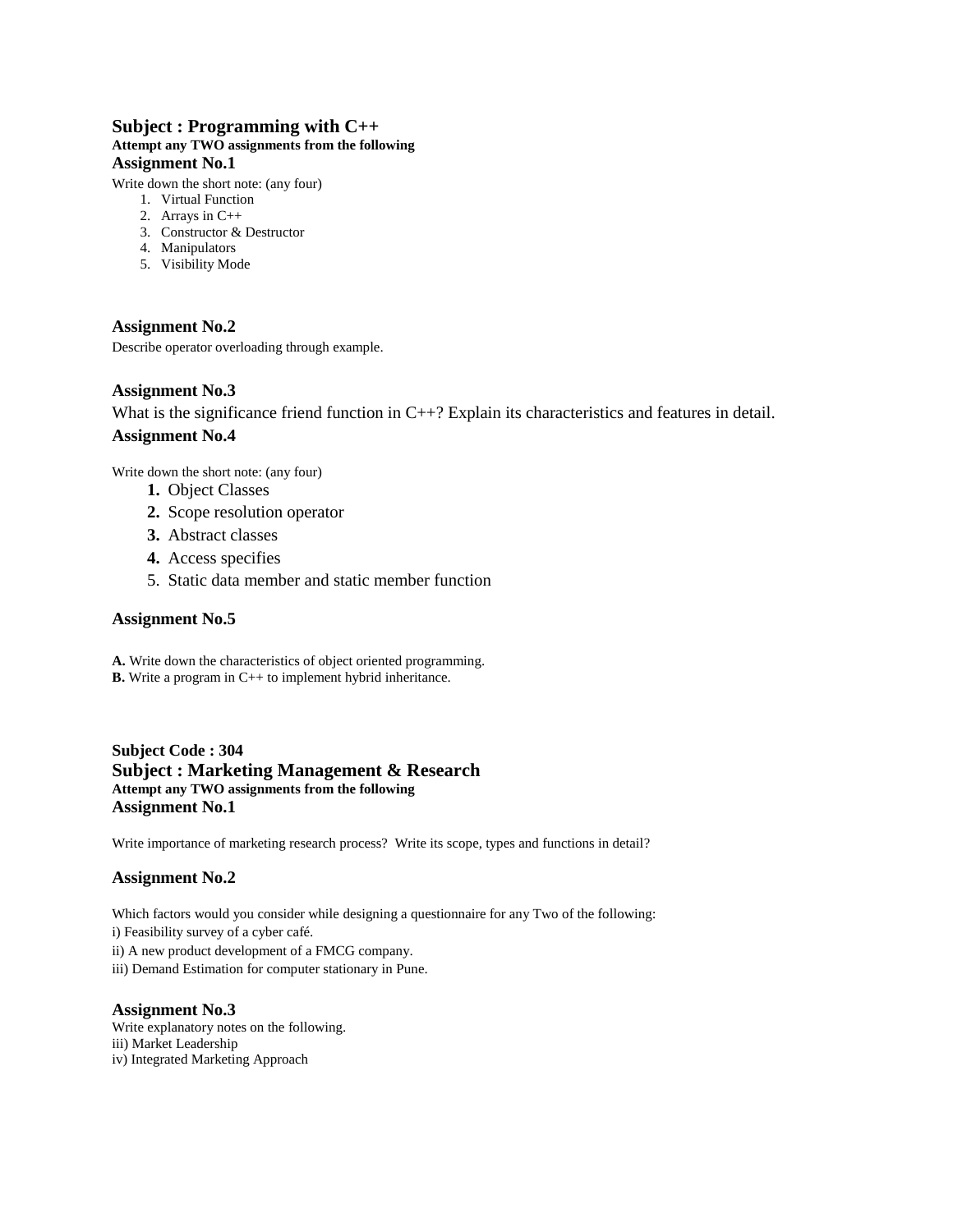## Subject : Programming with C++

**Attempt any TWO assignments from the following**

### Assignment No.1

Write down the short note: (any four)

1. Virtual Function
2. Arrays in C++
3. Constructor & Destructor
4. Manipulators
5. Visibility Mode

### Assignment No.2

Describe operator overloading through example.

### Assignment No.3

What is the significance friend function in C++? Explain its characteristics and features in detail.

### Assignment No.4

Write down the short note: (any four)

1. Object Classes
2. Scope resolution operator
3. Abstract classes
4. Access specifies
5. Static data member and static member function

### Assignment No.5

**A.** Write down the characteristics of object oriented programming.

**B.** Write a program in C++ to implement hybrid inheritance.

**Subject Code : 304**

## Subject : Marketing Management & Research

**Attempt any TWO assignments from the following**

### Assignment No.1

Write importance of marketing research process? Write its scope, types and functions in detail?

### Assignment No.2

Which factors would you consider while designing a questionnaire for any Two of the following:

i) Feasibility survey of a cyber café.

ii) A new product development of a FMCG company.

iii) Demand Estimation for computer stationary in Pune.

### Assignment No.3

Write explanatory notes on the following.

iii) Market Leadership

iv) Integrated Marketing Approach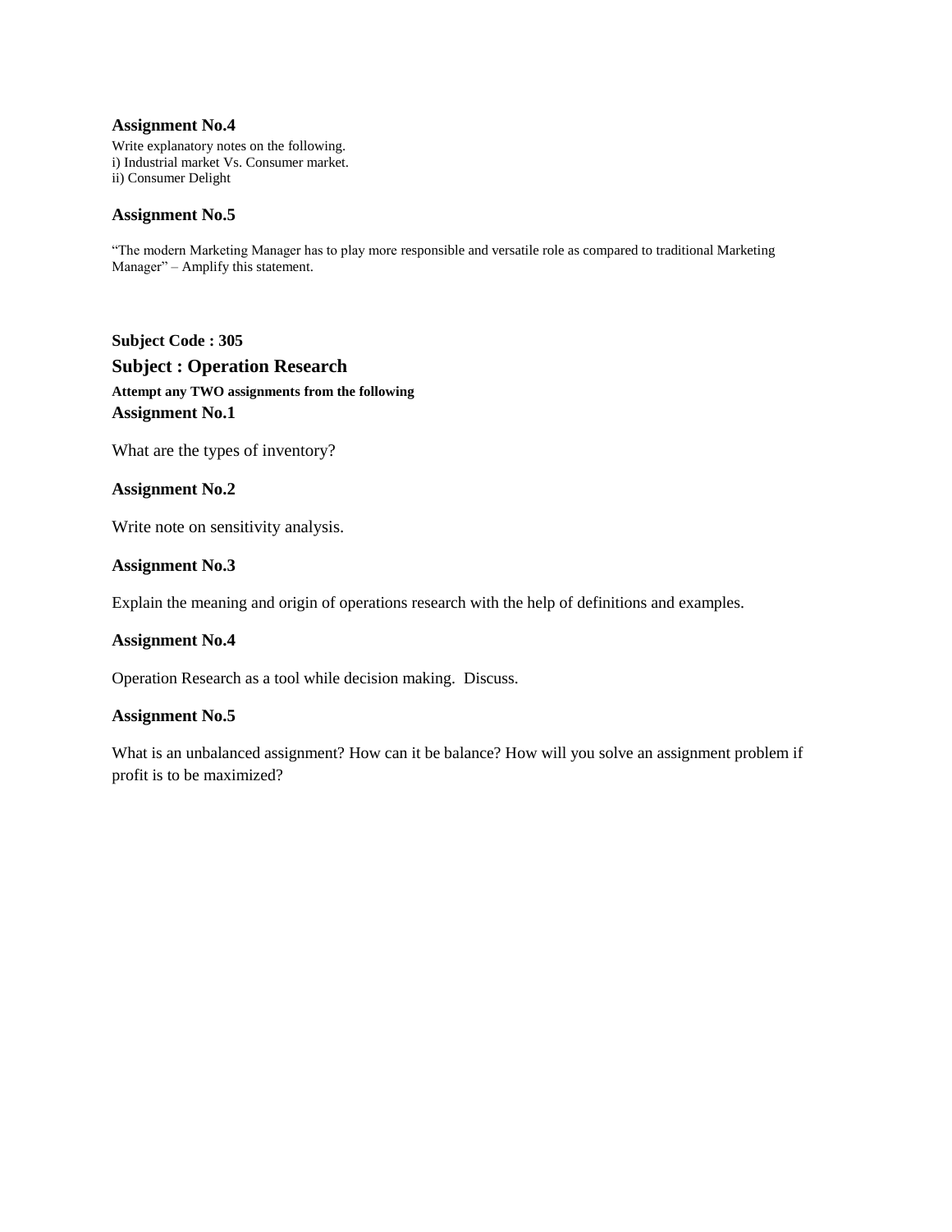### Assignment No.4

Write explanatory notes on the following.
i) Industrial market Vs. Consumer market.
ii) Consumer Delight

### Assignment No.5

"The modern Marketing Manager has to play more responsible and versatile role as compared to traditional Marketing Manager" – Amplify this statement.

**Subject Code : 305**

## Subject : Operation Research

**Attempt any TWO assignments from the following**

### Assignment No.1

What are the types of inventory?

### Assignment No.2

Write note on sensitivity analysis.

### Assignment No.3

Explain the meaning and origin of operations research with the help of definitions and examples.

### Assignment No.4

Operation Research as a tool while decision making. Discuss.

### Assignment No.5

What is an unbalanced assignment? How can it be balance? How will you solve an assignment problem if profit is to be maximized?